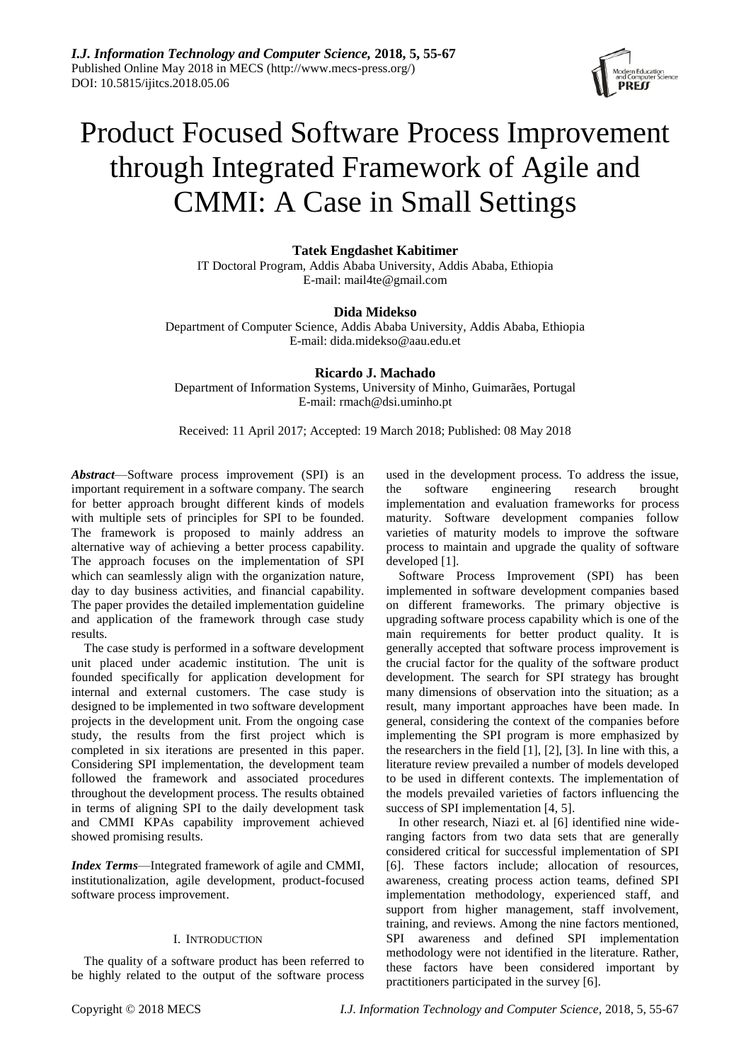# Product Focused Software Process Improvement through Integrated Framework of Agile and CMMI: A Case in Small Settings

**Tatek Engdashet Kabitimer**
IT Doctoral Program, Addis Ababa University, Addis Ababa, Ethiopia
E-mail: mail4te@gmail.com

**Dida Midekso**
Department of Computer Science, Addis Ababa University, Addis Ababa, Ethiopia
E-mail: dida.midekso@aau.edu.et

**Ricardo J. Machado**
Department of Information Systems, University of Minho, Guimarães, Portugal
E-mail: rmach@dsi.uminho.pt

Received: 11 April 2017; Accepted: 19 March 2018; Published: 08 May 2018

***Abstract*****—**Software process improvement (SPI) is an important requirement in a software company. The search for better approach brought different kinds of models with multiple sets of principles for SPI to be founded. The framework is proposed to mainly address an alternative way of achieving a better process capability. The approach focuses on the implementation of SPI which can seamlessly align with the organization nature, day to day business activities, and financial capability. The paper provides the detailed implementation guideline and application of the framework through case study results.

The case study is performed in a software development unit placed under academic institution. The unit is founded specifically for application development for internal and external customers. The case study is designed to be implemented in two software development projects in the development unit. From the ongoing case study, the results from the first project which is completed in six iterations are presented in this paper. Considering SPI implementation, the development team followed the framework and associated procedures throughout the development process. The results obtained in terms of aligning SPI to the daily development task and CMMI KPAs capability improvement achieved showed promising results.

***Index Terms*****—**Integrated framework of agile and CMMI, institutionalization, agile development, product-focused software process improvement.

## I. Introduction

The quality of a software product has been referred to be highly related to the output of the software process used in the development process. To address the issue, the software engineering research brought implementation and evaluation frameworks for process maturity. Software development companies follow varieties of maturity models to improve the software process to maintain and upgrade the quality of software developed [1].

Software Process Improvement (SPI) has been implemented in software development companies based on different frameworks. The primary objective is upgrading software process capability which is one of the main requirements for better product quality. It is generally accepted that software process improvement is the crucial factor for the quality of the software product development. The search for SPI strategy has brought many dimensions of observation into the situation; as a result, many important approaches have been made. In general, considering the context of the companies before implementing the SPI program is more emphasized by the researchers in the field [1], [2], [3]. In line with this, a literature review prevailed a number of models developed to be used in different contexts. The implementation of the models prevailed varieties of factors influencing the success of SPI implementation [4, 5].

In other research, Niazi et. al [6] identified nine wide-ranging factors from two data sets that are generally considered critical for successful implementation of SPI [6]. These factors include; allocation of resources, awareness, creating process action teams, defined SPI implementation methodology, experienced staff, and support from higher management, staff involvement, training, and reviews. Among the nine factors mentioned, SPI awareness and defined SPI implementation methodology were not identified in the literature. Rather, these factors have been considered important by practitioners participated in the survey [6].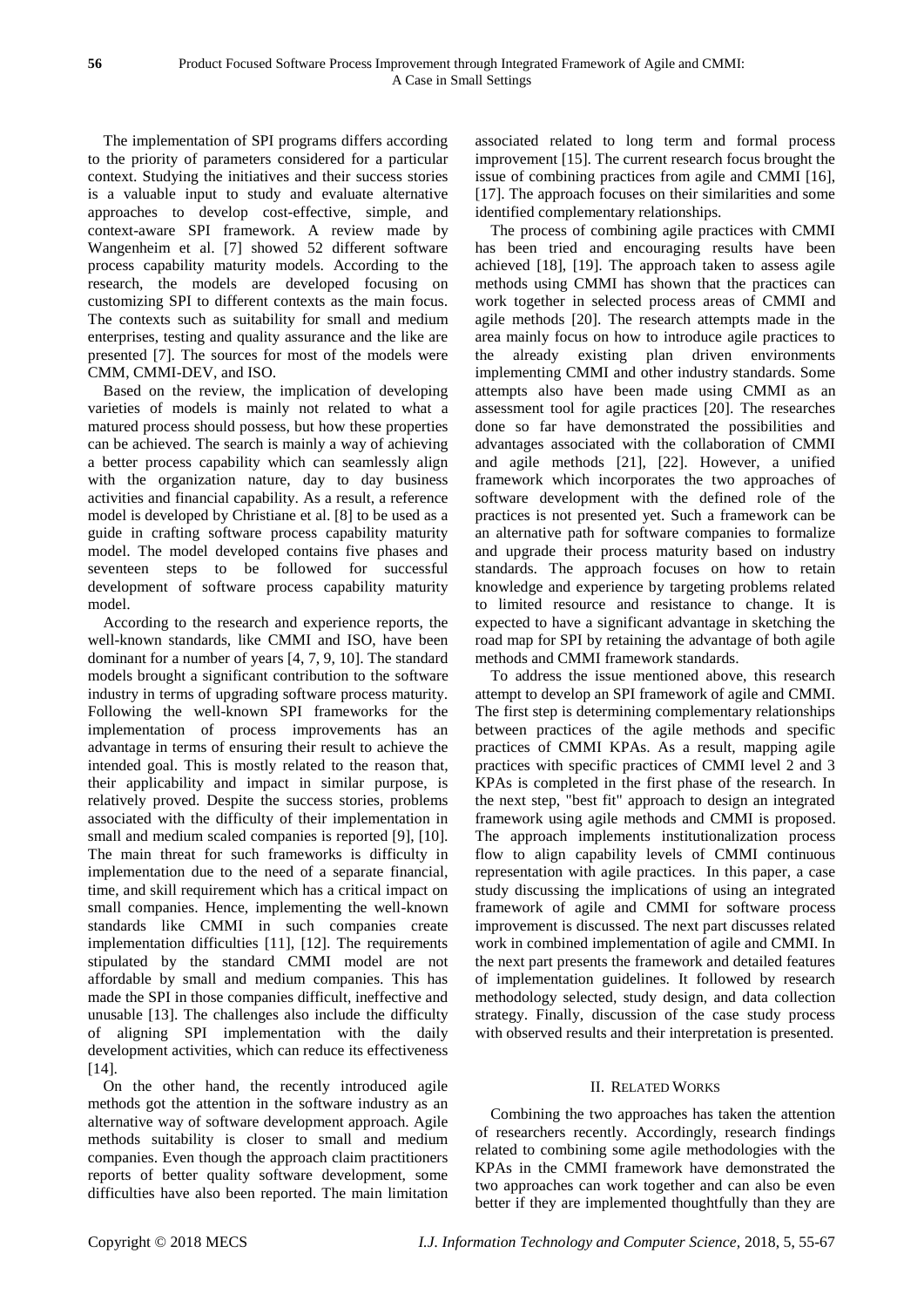The implementation of SPI programs differs according to the priority of parameters considered for a particular context. Studying the initiatives and their success stories is a valuable input to study and evaluate alternative approaches to develop cost-effective, simple, and context-aware SPI framework. A review made by Wangenheim et al. [7] showed 52 different software process capability maturity models. According to the research, the models are developed focusing on customizing SPI to different contexts as the main focus. The contexts such as suitability for small and medium enterprises, testing and quality assurance and the like are presented [7]. The sources for most of the models were CMM, CMMI-DEV, and ISO.

Based on the review, the implication of developing varieties of models is mainly not related to what a matured process should possess, but how these properties can be achieved. The search is mainly a way of achieving a better process capability which can seamlessly align with the organization nature, day to day business activities and financial capability. As a result, a reference model is developed by Christiane et al. [8] to be used as a guide in crafting software process capability maturity model. The model developed contains five phases and seventeen steps to be followed for successful development of software process capability maturity model.

According to the research and experience reports, the well-known standards, like CMMI and ISO, have been dominant for a number of years [4, 7, 9, 10]. The standard models brought a significant contribution to the software industry in terms of upgrading software process maturity. Following the well-known SPI frameworks for the implementation of process improvements has an advantage in terms of ensuring their result to achieve the intended goal. This is mostly related to the reason that, their applicability and impact in similar purpose, is relatively proved. Despite the success stories, problems associated with the difficulty of their implementation in small and medium scaled companies is reported [9], [10]. The main threat for such frameworks is difficulty in implementation due to the need of a separate financial, time, and skill requirement which has a critical impact on small companies. Hence, implementing the well-known standards like CMMI in such companies create implementation difficulties [11], [12]. The requirements stipulated by the standard CMMI model are not affordable by small and medium companies. This has made the SPI in those companies difficult, ineffective and unusable [13]. The challenges also include the difficulty of aligning SPI implementation with the daily development activities, which can reduce its effectiveness [14].

On the other hand, the recently introduced agile methods got the attention in the software industry as an alternative way of software development approach. Agile methods suitability is closer to small and medium companies. Even though the approach claim practitioners reports of better quality software development, some difficulties have also been reported. The main limitation associated related to long term and formal process improvement [15]. The current research focus brought the issue of combining practices from agile and CMMI [16], [17]. The approach focuses on their similarities and some identified complementary relationships.

The process of combining agile practices with CMMI has been tried and encouraging results have been achieved [18], [19]. The approach taken to assess agile methods using CMMI has shown that the practices can work together in selected process areas of CMMI and agile methods [20]. The research attempts made in the area mainly focus on how to introduce agile practices to the already existing plan driven environments implementing CMMI and other industry standards. Some attempts also have been made using CMMI as an assessment tool for agile practices [20]. The researches done so far have demonstrated the possibilities and advantages associated with the collaboration of CMMI and agile methods [21], [22]. However, a unified framework which incorporates the two approaches of software development with the defined role of the practices is not presented yet. Such a framework can be an alternative path for software companies to formalize and upgrade their process maturity based on industry standards. The approach focuses on how to retain knowledge and experience by targeting problems related to limited resource and resistance to change. It is expected to have a significant advantage in sketching the road map for SPI by retaining the advantage of both agile methods and CMMI framework standards.

To address the issue mentioned above, this research attempt to develop an SPI framework of agile and CMMI. The first step is determining complementary relationships between practices of the agile methods and specific practices of CMMI KPAs. As a result, mapping agile practices with specific practices of CMMI level 2 and 3 KPAs is completed in the first phase of the research. In the next step, "best fit" approach to design an integrated framework using agile methods and CMMI is proposed. The approach implements institutionalization process flow to align capability levels of CMMI continuous representation with agile practices. In this paper, a case study discussing the implications of using an integrated framework of agile and CMMI for software process improvement is discussed. The next part discusses related work in combined implementation of agile and CMMI. In the next part presents the framework and detailed features of implementation guidelines. It followed by research methodology selected, study design, and data collection strategy. Finally, discussion of the case study process with observed results and their interpretation is presented.

## II. Related Works

Combining the two approaches has taken the attention of researchers recently. Accordingly, research findings related to combining some agile methodologies with the KPAs in the CMMI framework have demonstrated the two approaches can work together and can also be even better if they are implemented thoughtfully than they are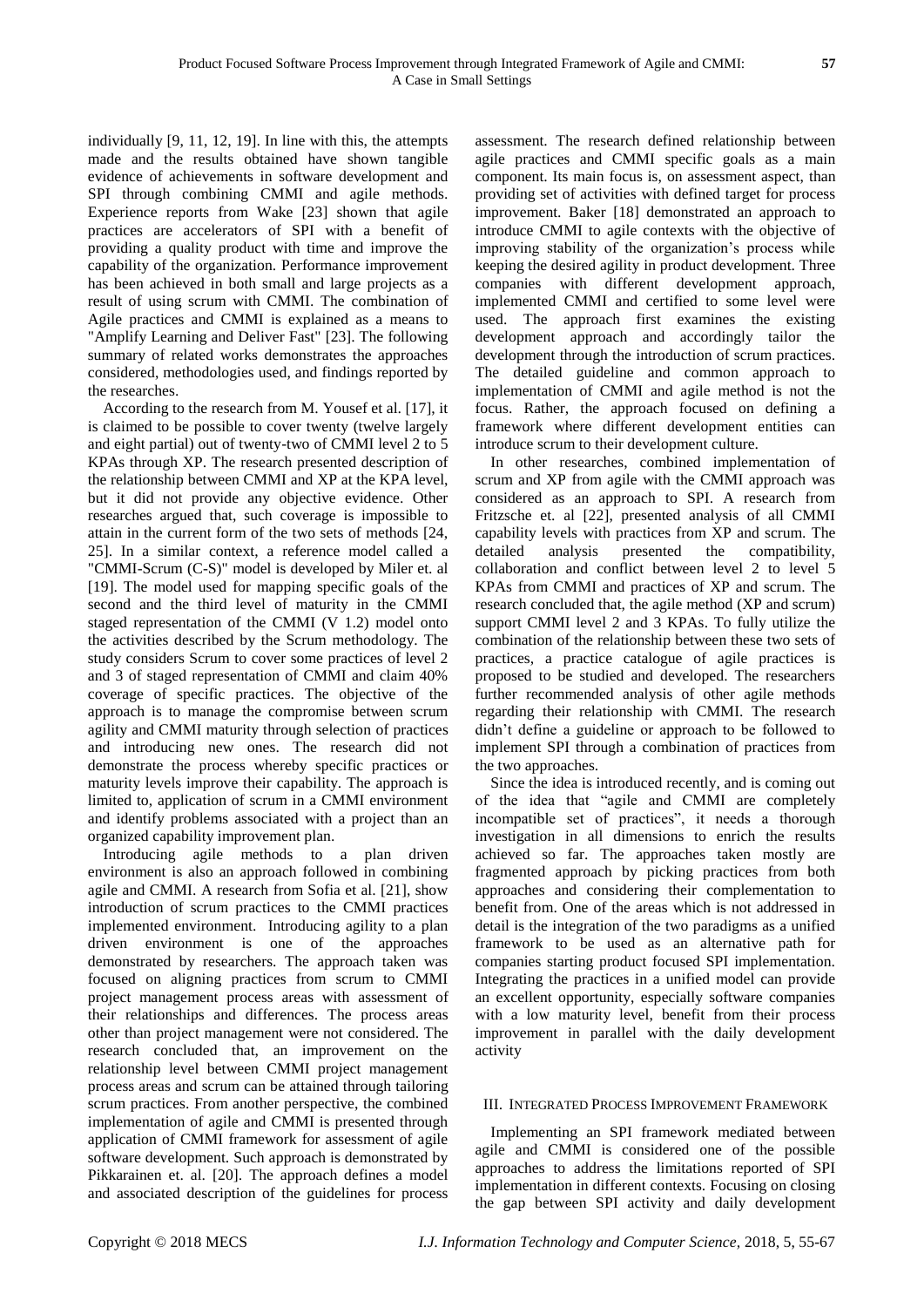individually [9, 11, 12, 19]. In line with this, the attempts made and the results obtained have shown tangible evidence of achievements in software development and SPI through combining CMMI and agile methods. Experience reports from Wake [23] shown that agile practices are accelerators of SPI with a benefit of providing a quality product with time and improve the capability of the organization. Performance improvement has been achieved in both small and large projects as a result of using scrum with CMMI. The combination of Agile practices and CMMI is explained as a means to "Amplify Learning and Deliver Fast" [23]. The following summary of related works demonstrates the approaches considered, methodologies used, and findings reported by the researches.

According to the research from M. Yousef et al. [17], it is claimed to be possible to cover twenty (twelve largely and eight partial) out of twenty-two of CMMI level 2 to 5 KPAs through XP. The research presented description of the relationship between CMMI and XP at the KPA level, but it did not provide any objective evidence. Other researches argued that, such coverage is impossible to attain in the current form of the two sets of methods [24, 25]. In a similar context, a reference model called a "CMMI-Scrum (C-S)" model is developed by Miler et. al [19]. The model used for mapping specific goals of the second and the third level of maturity in the CMMI staged representation of the CMMI (V 1.2) model onto the activities described by the Scrum methodology. The study considers Scrum to cover some practices of level 2 and 3 of staged representation of CMMI and claim 40% coverage of specific practices. The objective of the approach is to manage the compromise between scrum agility and CMMI maturity through selection of practices and introducing new ones. The research did not demonstrate the process whereby specific practices or maturity levels improve their capability. The approach is limited to, application of scrum in a CMMI environment and identify problems associated with a project than an organized capability improvement plan.

Introducing agile methods to a plan driven environment is also an approach followed in combining agile and CMMI. A research from Sofia et al. [21], show introduction of scrum practices to the CMMI practices implemented environment. Introducing agility to a plan driven environment is one of the approaches demonstrated by researchers. The approach taken was focused on aligning practices from scrum to CMMI project management process areas with assessment of their relationships and differences. The process areas other than project management were not considered. The research concluded that, an improvement on the relationship level between CMMI project management process areas and scrum can be attained through tailoring scrum practices. From another perspective, the combined implementation of agile and CMMI is presented through application of CMMI framework for assessment of agile software development. Such approach is demonstrated by Pikkarainen et. al. [20]. The approach defines a model and associated description of the guidelines for process assessment. The research defined relationship between agile practices and CMMI specific goals as a main component. Its main focus is, on assessment aspect, than providing set of activities with defined target for process improvement. Baker [18] demonstrated an approach to introduce CMMI to agile contexts with the objective of improving stability of the organization's process while keeping the desired agility in product development. Three companies with different development approach, implemented CMMI and certified to some level were used. The approach first examines the existing development approach and accordingly tailor the development through the introduction of scrum practices. The detailed guideline and common approach to implementation of CMMI and agile method is not the focus. Rather, the approach focused on defining a framework where different development entities can introduce scrum to their development culture.

In other researches, combined implementation of scrum and XP from agile with the CMMI approach was considered as an approach to SPI. A research from Fritzsche et. al [22], presented analysis of all CMMI capability levels with practices from XP and scrum. The detailed analysis presented the compatibility, collaboration and conflict between level 2 to level 5 KPAs from CMMI and practices of XP and scrum. The research concluded that, the agile method (XP and scrum) support CMMI level 2 and 3 KPAs. To fully utilize the combination of the relationship between these two sets of practices, a practice catalogue of agile practices is proposed to be studied and developed. The researchers further recommended analysis of other agile methods regarding their relationship with CMMI. The research didn't define a guideline or approach to be followed to implement SPI through a combination of practices from the two approaches.

Since the idea is introduced recently, and is coming out of the idea that "agile and CMMI are completely incompatible set of practices", it needs a thorough investigation in all dimensions to enrich the results achieved so far. The approaches taken mostly are fragmented approach by picking practices from both approaches and considering their complementation to benefit from. One of the areas which is not addressed in detail is the integration of the two paradigms as a unified framework to be used as an alternative path for companies starting product focused SPI implementation. Integrating the practices in a unified model can provide an excellent opportunity, especially software companies with a low maturity level, benefit from their process improvement in parallel with the daily development activity

## III. Integrated Process Improvement Framework

Implementing an SPI framework mediated between agile and CMMI is considered one of the possible approaches to address the limitations reported of SPI implementation in different contexts. Focusing on closing the gap between SPI activity and daily development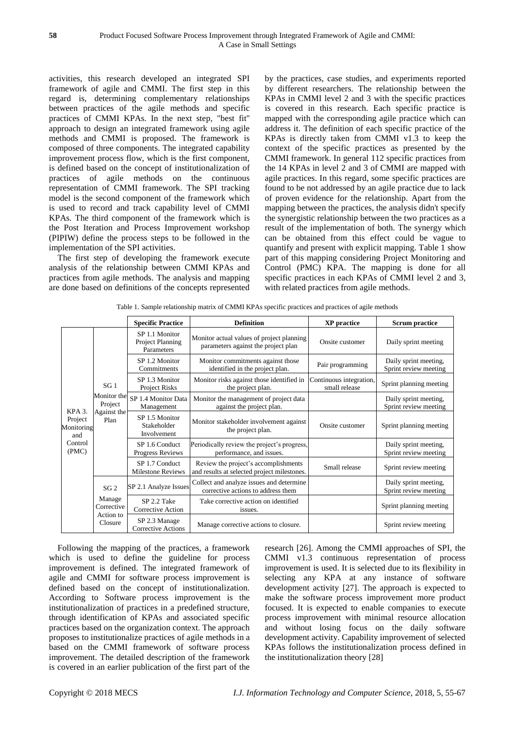activities, this research developed an integrated SPI framework of agile and CMMI. The first step in this regard is, determining complementary relationships between practices of the agile methods and specific practices of CMMI KPAs. In the next step, "best fit" approach to design an integrated framework using agile methods and CMMI is proposed. The framework is composed of three components. The integrated capability improvement process flow, which is the first component, is defined based on the concept of institutionalization of practices of agile methods on the continuous representation of CMMI framework. The SPI tracking model is the second component of the framework which is used to record and track capability level of CMMI KPAs. The third component of the framework which is the Post Iteration and Process Improvement workshop (PIPIW) define the process steps to be followed in the implementation of the SPI activities.

The first step of developing the framework execute analysis of the relationship between CMMI KPAs and practices from agile methods. The analysis and mapping are done based on definitions of the concepts represented by the practices, case studies, and experiments reported by different researchers. The relationship between the KPAs in CMMI level 2 and 3 with the specific practices is covered in this research. Each specific practice is mapped with the corresponding agile practice which can address it. The definition of each specific practice of the KPAs is directly taken from CMMI v1.3 to keep the context of the specific practices as presented by the CMMI framework. In general 112 specific practices from the 14 KPAs in level 2 and 3 of CMMI are mapped with agile practices. In this regard, some specific practices are found to be not addressed by an agile practice due to lack of proven evidence for the relationship. Apart from the mapping between the practices, the analysis didn't specify the synergistic relationship between the two practices as a result of the implementation of both. The synergy which can be obtained from this effect could be vague to quantify and present with explicit mapping. Table 1 show part of this mapping considering Project Monitoring and Control (PMC) KPA. The mapping is done for all specific practices in each KPAs of CMMI level 2 and 3, with related practices from agile methods.

Table 1. Sample relationship matrix of CMMI KPAs specific practices and practices of agile methods

| | | Specific Practice | Definition | XP practice | Scrum practice |
|---|---|---|---|---|---|
| KPA 3. Project Monitoring and Control (PMC) | SG 1 Monitor the Project Against the Plan | SP 1.1 Monitor Project Planning Parameters | Monitor actual values of project planning parameters against the project plan | Onsite customer | Daily sprint meeting |
| | | SP 1.2 Monitor Commitments | Monitor commitments against those identified in the project plan. | Pair programming | Daily sprint meeting, Sprint review meeting |
| | | SP 1.3 Monitor Project Risks | Monitor risks against those identified in the project plan. | Continuous integration, small release | Sprint planning meeting |
| | | SP 1.4 Monitor Data Management | Monitor the management of project data against the project plan. | | Daily sprint meeting, Sprint review meeting |
| | | SP 1.5 Monitor Stakeholder Involvement | Monitor stakeholder involvement against the project plan. | Onsite customer | Sprint planning meeting |
| | | SP 1.6 Conduct Progress Reviews | Periodically review the project's progress, performance, and issues. | | Daily sprint meeting, Sprint review meeting |
| | | SP 1.7 Conduct Milestone Reviews | Review the project's accomplishments and results at selected project milestones. | Small release | Sprint review meeting |
| | SG 2 Manage Corrective Action to Closure | SP 2.1 Analyze Issues | Collect and analyze issues and determine corrective actions to address them | | Daily sprint meeting, Sprint review meeting |
| | | SP 2.2 Take Corrective Action | Take corrective action on identified issues. | | Sprint planning meeting |
| | | SP 2.3 Manage Corrective Actions | Manage corrective actions to closure. | | Sprint review meeting |

Following the mapping of the practices, a framework which is used to define the guideline for process improvement is defined. The integrated framework of agile and CMMI for software process improvement is defined based on the concept of institutionalization. According to Software process improvement is the institutionalization of practices in a predefined structure, through identification of KPAs and associated specific practices based on the organization context. The approach proposes to institutionalize practices of agile methods in a based on the CMMI framework of software process improvement. The detailed description of the framework is covered in an earlier publication of the first part of the research [26]. Among the CMMI approaches of SPI, the CMMI v1.3 continuous representation of process improvement is used. It is selected due to its flexibility in selecting any KPA at any instance of software development activity [27]. The approach is expected to make the software process improvement more product focused. It is expected to enable companies to execute process improvement with minimal resource allocation and without losing focus on the daily software development activity. Capability improvement of selected KPAs follows the institutionalization process defined in the institutionalization theory [28]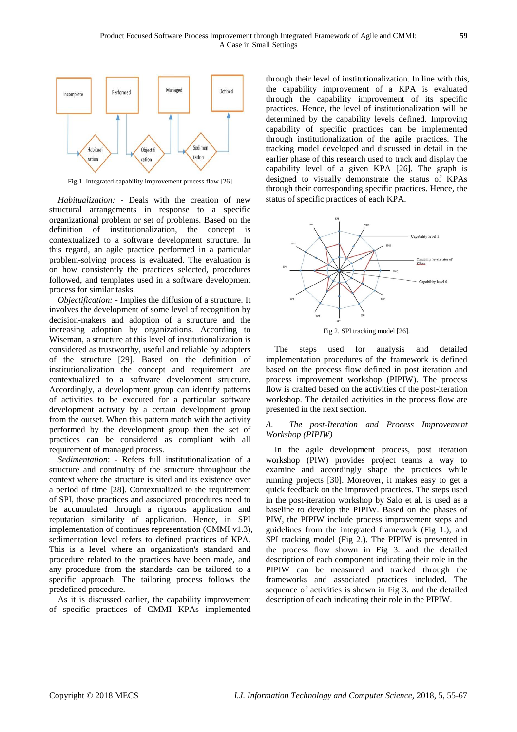Fig.1. Integrated capability improvement process flow [26]

*Habitualization:* - Deals with the creation of new structural arrangements in response to a specific organizational problem or set of problems. Based on the definition of institutionalization, the concept is contextualized to a software development structure. In this regard, an agile practice performed in a particular problem-solving process is evaluated. The evaluation is on how consistently the practices selected, procedures followed, and templates used in a software development process for similar tasks.

*Objectification:* - Implies the diffusion of a structure. It involves the development of some level of recognition by decision-makers and adoption of a structure and the increasing adoption by organizations. According to Wiseman, a structure at this level of institutionalization is considered as trustworthy, useful and reliable by adopters of the structure [29]. Based on the definition of institutionalization the concept and requirement are contextualized to a software development structure. Accordingly, a development group can identify patterns of activities to be executed for a particular software development activity by a certain development group from the outset. When this pattern match with the activity performed by the development group then the set of practices can be considered as compliant with all requirement of managed process.

*Sedimentation*: - Refers full institutionalization of a structure and continuity of the structure throughout the context where the structure is sited and its existence over a period of time [28]. Contextualized to the requirement of SPI, those practices and associated procedures need to be accumulated through a rigorous application and reputation similarity of application. Hence, in SPI implementation of continues representation (CMMI v1.3), sedimentation level refers to defined practices of KPA. This is a level where an organization's standard and procedure related to the practices have been made, and any procedure from the standards can be tailored to a specific approach. The tailoring process follows the predefined procedure.

As it is discussed earlier, the capability improvement of specific practices of CMMI KPAs implemented through their level of institutionalization. In line with this, the capability improvement of a KPA is evaluated through the capability improvement of its specific practices. Hence, the level of institutionalization will be determined by the capability levels defined. Improving capability of specific practices can be implemented through institutionalization of the agile practices. The tracking model developed and discussed in detail in the earlier phase of this research used to track and display the capability level of a given KPA [26]. The graph is designed to visually demonstrate the status of KPAs through their corresponding specific practices. Hence, the status of specific practices of each KPA.

Fig 2. SPI tracking model [26].

The steps used for analysis and detailed implementation procedures of the framework is defined based on the process flow defined in post iteration and process improvement workshop (PIPIW). The process flow is crafted based on the activities of the post-iteration workshop. The detailed activities in the process flow are presented in the next section.

### *A. The post-Iteration and Process Improvement Workshop (PIPIW)*

In the agile development process, post iteration workshop (PIW) provides project teams a way to examine and accordingly shape the practices while running projects [30]. Moreover, it makes easy to get a quick feedback on the improved practices. The steps used in the post-iteration workshop by Salo et al. is used as a baseline to develop the PIPIW. Based on the phases of PIW, the PIPIW include process improvement steps and guidelines from the integrated framework (Fig 1.), and SPI tracking model (Fig 2.). The PIPIW is presented in the process flow shown in Fig 3. and the detailed description of each component indicating their role in the PIPIW can be measured and tracked through the frameworks and associated practices included. The sequence of activities is shown in Fig 3. and the detailed description of each indicating their role in the PIPIW.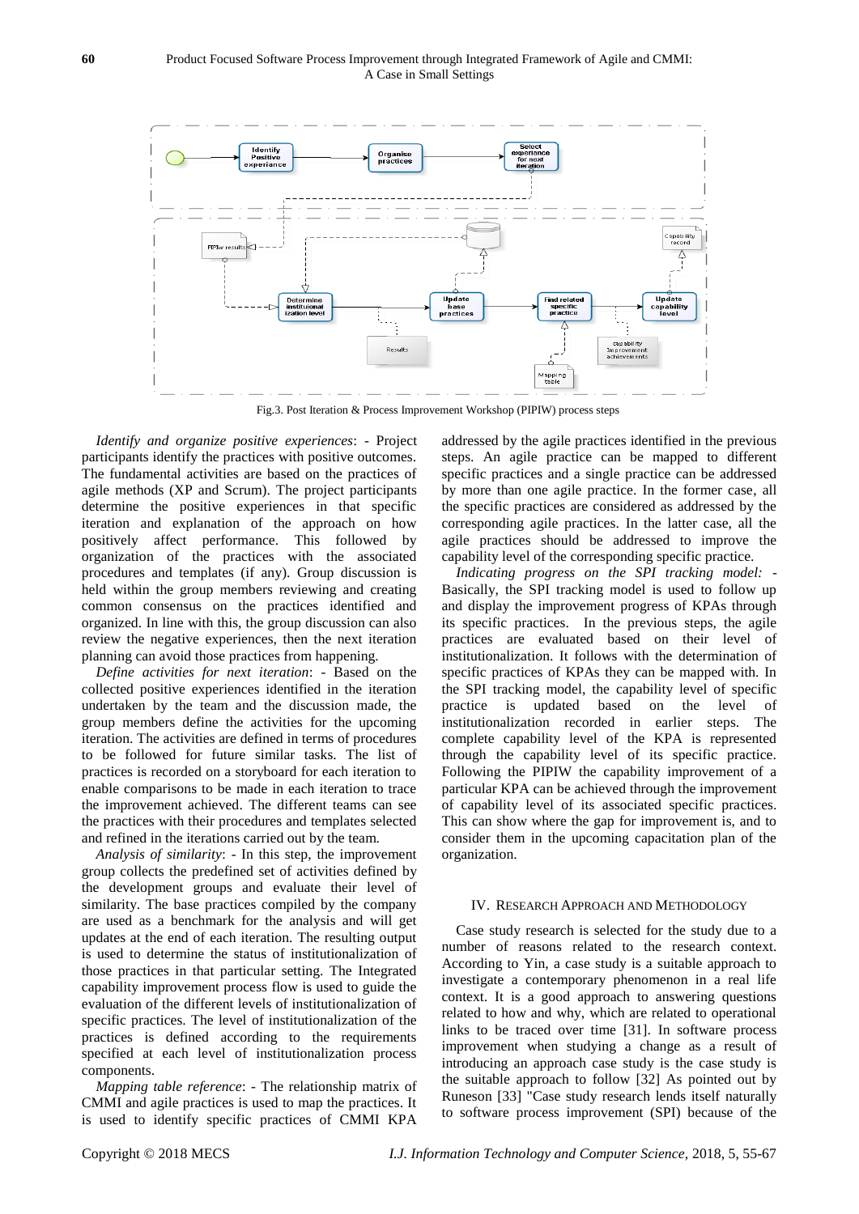Fig.3. Post Iteration & Process Improvement Workshop (PIPIW) process steps

*Identify and organize positive experiences*: - Project participants identify the practices with positive outcomes. The fundamental activities are based on the practices of agile methods (XP and Scrum). The project participants determine the positive experiences in that specific iteration and explanation of the approach on how positively affect performance. This followed by organization of the practices with the associated procedures and templates (if any). Group discussion is held within the group members reviewing and creating common consensus on the practices identified and organized. In line with this, the group discussion can also review the negative experiences, then the next iteration planning can avoid those practices from happening.

*Define activities for next iteration*: - Based on the collected positive experiences identified in the iteration undertaken by the team and the discussion made, the group members define the activities for the upcoming iteration. The activities are defined in terms of procedures to be followed for future similar tasks. The list of practices is recorded on a storyboard for each iteration to enable comparisons to be made in each iteration to trace the improvement achieved. The different teams can see the practices with their procedures and templates selected and refined in the iterations carried out by the team.

*Analysis of similarity*: - In this step, the improvement group collects the predefined set of activities defined by the development groups and evaluate their level of similarity. The base practices compiled by the company are used as a benchmark for the analysis and will get updates at the end of each iteration. The resulting output is used to determine the status of institutionalization of those practices in that particular setting. The Integrated capability improvement process flow is used to guide the evaluation of the different levels of institutionalization of specific practices. The level of institutionalization of the practices is defined according to the requirements specified at each level of institutionalization process components.

*Mapping table reference*: - The relationship matrix of CMMI and agile practices is used to map the practices. It is used to identify specific practices of CMMI KPA addressed by the agile practices identified in the previous steps. An agile practice can be mapped to different specific practices and a single practice can be addressed by more than one agile practice. In the former case, all the specific practices are considered as addressed by the corresponding agile practices. In the latter case, all the agile practices should be addressed to improve the capability level of the corresponding specific practice.

*Indicating progress on the SPI tracking model*: - Basically, the SPI tracking model is used to follow up and display the improvement progress of KPAs through its specific practices. In the previous steps, the agile practices are evaluated based on their level of institutionalization. It follows with the determination of specific practices of KPAs they can be mapped with. In the SPI tracking model, the capability level of specific practice is updated based on the level of institutionalization recorded in earlier steps. The complete capability level of the KPA is represented through the capability level of its specific practice. Following the PIPIW the capability improvement of a particular KPA can be achieved through the improvement of capability level of its associated specific practices. This can show where the gap for improvement is, and to consider them in the upcoming capacitation plan of the organization.

## IV. Research Approach and Methodology

Case study research is selected for the study due to a number of reasons related to the research context. According to Yin, a case study is a suitable approach to investigate a contemporary phenomenon in a real life context. It is a good approach to answering questions related to how and why, which are related to operational links to be traced over time [31]. In software process improvement when studying a change as a result of introducing an approach case study is the case study is the suitable approach to follow [32] As pointed out by Runeson [33] "Case study research lends itself naturally to software process improvement (SPI) because of the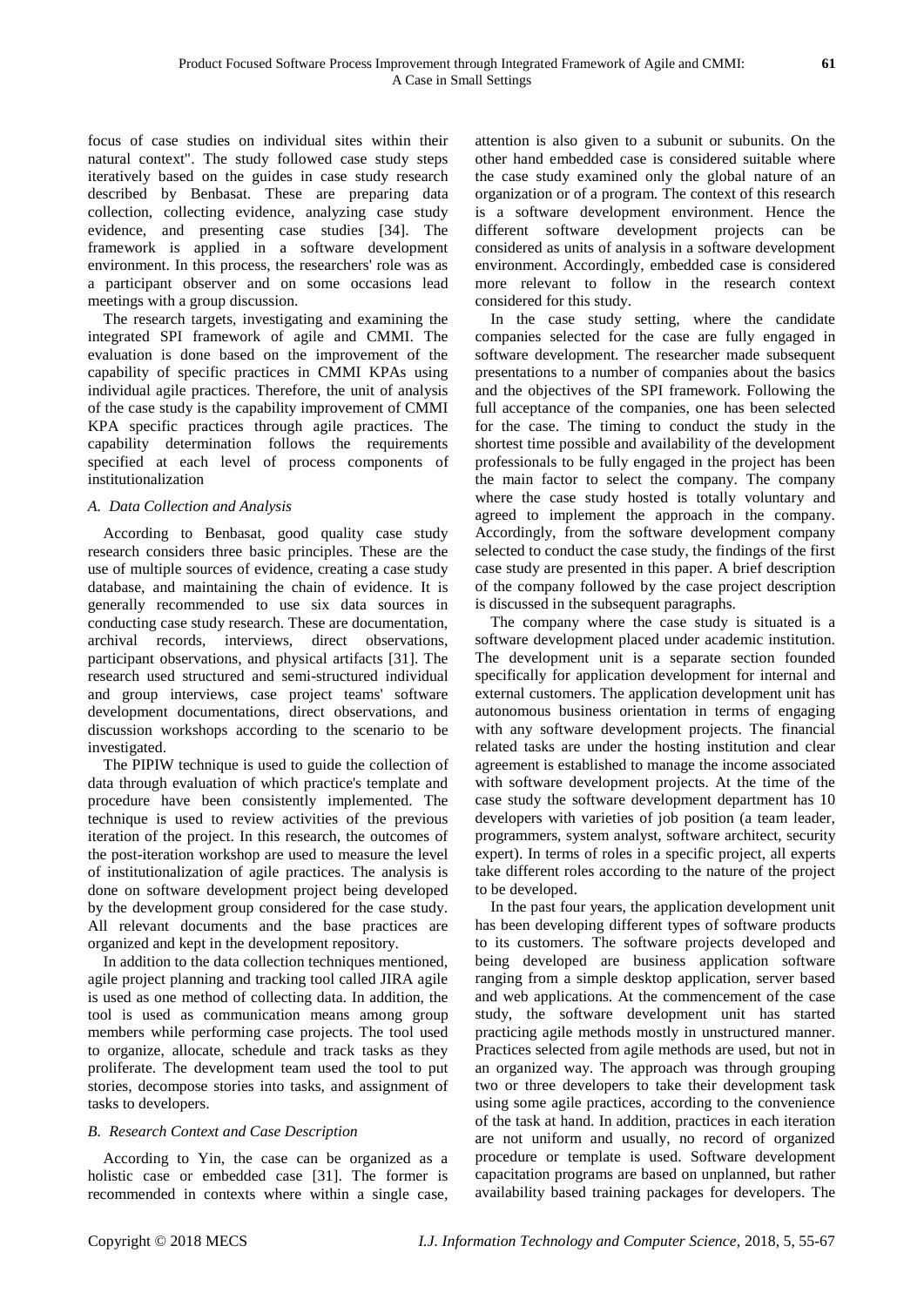focus of case studies on individual sites within their natural context". The study followed case study steps iteratively based on the guides in case study research described by Benbasat. These are preparing data collection, collecting evidence, analyzing case study evidence, and presenting case studies [34]. The framework is applied in a software development environment. In this process, the researchers' role was as a participant observer and on some occasions lead meetings with a group discussion.

The research targets, investigating and examining the integrated SPI framework of agile and CMMI. The evaluation is done based on the improvement of the capability of specific practices in CMMI KPAs using individual agile practices. Therefore, the unit of analysis of the case study is the capability improvement of CMMI KPA specific practices through agile practices. The capability determination follows the requirements specified at each level of process components of institutionalization

### *A. Data Collection and Analysis*

According to Benbasat, good quality case study research considers three basic principles. These are the use of multiple sources of evidence, creating a case study database, and maintaining the chain of evidence. It is generally recommended to use six data sources in conducting case study research. These are documentation, archival records, interviews, direct observations, participant observations, and physical artifacts [31]. The research used structured and semi-structured individual and group interviews, case project teams' software development documentations, direct observations, and discussion workshops according to the scenario to be investigated.

The PIPIW technique is used to guide the collection of data through evaluation of which practice's template and procedure have been consistently implemented. The technique is used to review activities of the previous iteration of the project. In this research, the outcomes of the post-iteration workshop are used to measure the level of institutionalization of agile practices. The analysis is done on software development project being developed by the development group considered for the case study. All relevant documents and the base practices are organized and kept in the development repository.

In addition to the data collection techniques mentioned, agile project planning and tracking tool called JIRA agile is used as one method of collecting data. In addition, the tool is used as communication means among group members while performing case projects. The tool used to organize, allocate, schedule and track tasks as they proliferate. The development team used the tool to put stories, decompose stories into tasks, and assignment of tasks to developers.

### *B. Research Context and Case Description*

According to Yin, the case can be organized as a holistic case or embedded case [31]. The former is recommended in contexts where within a single case, attention is also given to a subunit or subunits. On the other hand embedded case is considered suitable where the case study examined only the global nature of an organization or of a program. The context of this research is a software development environment. Hence the different software development projects can be considered as units of analysis in a software development environment. Accordingly, embedded case is considered more relevant to follow in the research context considered for this study.

In the case study setting, where the candidate companies selected for the case are fully engaged in software development. The researcher made subsequent presentations to a number of companies about the basics and the objectives of the SPI framework. Following the full acceptance of the companies, one has been selected for the case. The timing to conduct the study in the shortest time possible and availability of the development professionals to be fully engaged in the project has been the main factor to select the company. The company where the case study hosted is totally voluntary and agreed to implement the approach in the company. Accordingly, from the software development company selected to conduct the case study, the findings of the first case study are presented in this paper. A brief description of the company followed by the case project description is discussed in the subsequent paragraphs.

The company where the case study is situated is a software development placed under academic institution. The development unit is a separate section founded specifically for application development for internal and external customers. The application development unit has autonomous business orientation in terms of engaging with any software development projects. The financial related tasks are under the hosting institution and clear agreement is established to manage the income associated with software development projects. At the time of the case study the software development department has 10 developers with varieties of job position (a team leader, programmers, system analyst, software architect, security expert). In terms of roles in a specific project, all experts take different roles according to the nature of the project to be developed.

In the past four years, the application development unit has been developing different types of software products to its customers. The software projects developed and being developed are business application software ranging from a simple desktop application, server based and web applications. At the commencement of the case study, the software development unit has started practicing agile methods mostly in unstructured manner. Practices selected from agile methods are used, but not in an organized way. The approach was through grouping two or three developers to take their development task using some agile practices, according to the convenience of the task at hand. In addition, practices in each iteration are not uniform and usually, no record of organized procedure or template is used. Software development capacitation programs are based on unplanned, but rather availability based training packages for developers. The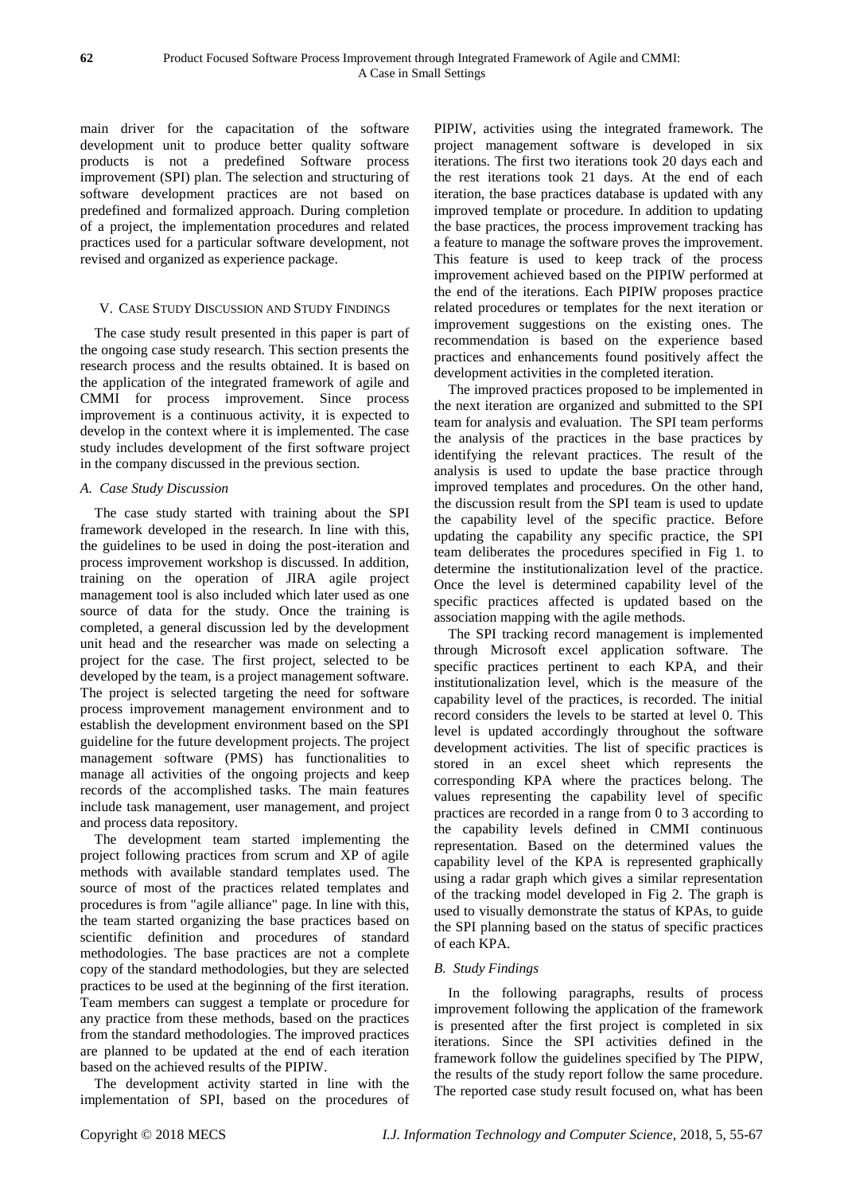main driver for the capacitation of the software development unit to produce better quality software products is not a predefined Software process improvement (SPI) plan. The selection and structuring of software development practices are not based on predefined and formalized approach. During completion of a project, the implementation procedures and related practices used for a particular software development, not revised and organized as experience package.

## V. Case Study Discussion and Study Findings

The case study result presented in this paper is part of the ongoing case study research. This section presents the research process and the results obtained. It is based on the application of the integrated framework of agile and CMMI for process improvement. Since process improvement is a continuous activity, it is expected to develop in the context where it is implemented. The case study includes development of the first software project in the company discussed in the previous section.

### *A. Case Study Discussion*

The case study started with training about the SPI framework developed in the research. In line with this, the guidelines to be used in doing the post-iteration and process improvement workshop is discussed. In addition, training on the operation of JIRA agile project management tool is also included which later used as one source of data for the study. Once the training is completed, a general discussion led by the development unit head and the researcher was made on selecting a project for the case. The first project, selected to be developed by the team, is a project management software. The project is selected targeting the need for software process improvement management environment and to establish the development environment based on the SPI guideline for the future development projects. The project management software (PMS) has functionalities to manage all activities of the ongoing projects and keep records of the accomplished tasks. The main features include task management, user management, and project and process data repository.

The development team started implementing the project following practices from scrum and XP of agile methods with available standard templates used. The source of most of the practices related templates and procedures is from "agile alliance" page. In line with this, the team started organizing the base practices based on scientific definition and procedures of standard methodologies. The base practices are not a complete copy of the standard methodologies, but they are selected practices to be used at the beginning of the first iteration. Team members can suggest a template or procedure for any practice from these methods, based on the practices from the standard methodologies. The improved practices are planned to be updated at the end of each iteration based on the achieved results of the PIPIW.

The development activity started in line with the implementation of SPI, based on the procedures of PIPIW, activities using the integrated framework. The project management software is developed in six iterations. The first two iterations took 20 days each and the rest iterations took 21 days. At the end of each iteration, the base practices database is updated with any improved template or procedure. In addition to updating the base practices, the process improvement tracking has a feature to manage the software proves the improvement. This feature is used to keep track of the process improvement achieved based on the PIPIW performed at the end of the iterations. Each PIPIW proposes practice related procedures or templates for the next iteration or improvement suggestions on the existing ones. The recommendation is based on the experience based practices and enhancements found positively affect the development activities in the completed iteration.

The improved practices proposed to be implemented in the next iteration are organized and submitted to the SPI team for analysis and evaluation. The SPI team performs the analysis of the practices in the base practices by identifying the relevant practices. The result of the analysis is used to update the base practice through improved templates and procedures. On the other hand, the discussion result from the SPI team is used to update the capability level of the specific practice. Before updating the capability any specific practice, the SPI team deliberates the procedures specified in Fig 1. to determine the institutionalization level of the practice. Once the level is determined capability level of the specific practices affected is updated based on the association mapping with the agile methods.

The SPI tracking record management is implemented through Microsoft excel application software. The specific practices pertinent to each KPA, and their institutionalization level, which is the measure of the capability level of the practices, is recorded. The initial record considers the levels to be started at level 0. This level is updated accordingly throughout the software development activities. The list of specific practices is stored in an excel sheet which represents the corresponding KPA where the practices belong. The values representing the capability level of specific practices are recorded in a range from 0 to 3 according to the capability levels defined in CMMI continuous representation. Based on the determined values the capability level of the KPA is represented graphically using a radar graph which gives a similar representation of the tracking model developed in Fig 2. The graph is used to visually demonstrate the status of KPAs, to guide the SPI planning based on the status of specific practices of each KPA.

### *B. Study Findings*

In the following paragraphs, results of process improvement following the application of the framework is presented after the first project is completed in six iterations. Since the SPI activities defined in the framework follow the guidelines specified by The PIPW, the results of the study report follow the same procedure. The reported case study result focused on, what has been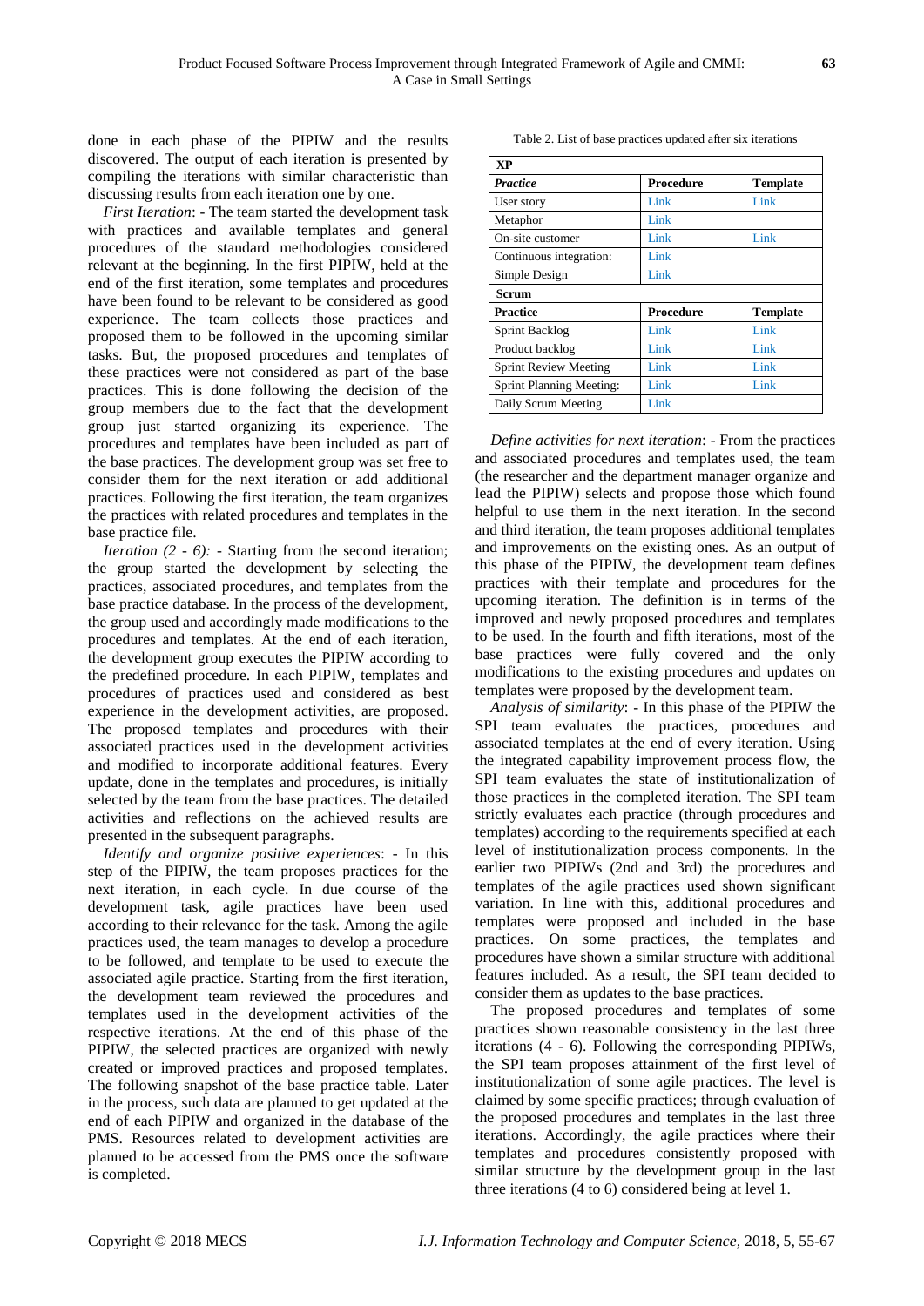done in each phase of the PIPIW and the results discovered. The output of each iteration is presented by compiling the iterations with similar characteristic than discussing results from each iteration one by one.

*First Iteration*: - The team started the development task with practices and available templates and general procedures of the standard methodologies considered relevant at the beginning. In the first PIPIW, held at the end of the first iteration, some templates and procedures have been found to be relevant to be considered as good experience. The team collects those practices and proposed them to be followed in the upcoming similar tasks. But, the proposed procedures and templates of these practices were not considered as part of the base practices. This is done following the decision of the group members due to the fact that the development group just started organizing its experience. The procedures and templates have been included as part of the base practices. The development group was set free to consider them for the next iteration or add additional practices. Following the first iteration, the team organizes the practices with related procedures and templates in the base practice file.

*Iteration (2 - 6):* - Starting from the second iteration; the group started the development by selecting the practices, associated procedures, and templates from the base practice database. In the process of the development, the group used and accordingly made modifications to the procedures and templates. At the end of each iteration, the development group executes the PIPIW according to the predefined procedure. In each PIPIW, templates and procedures of practices used and considered as best experience in the development activities, are proposed. The proposed templates and procedures with their associated practices used in the development activities and modified to incorporate additional features. Every update, done in the templates and procedures, is initially selected by the team from the base practices. The detailed activities and reflections on the achieved results are presented in the subsequent paragraphs.

*Identify and organize positive experiences*: - In this step of the PIPIW, the team proposes practices for the next iteration, in each cycle. In due course of the development task, agile practices have been used according to their relevance for the task. Among the agile practices used, the team manages to develop a procedure to be followed, and template to be used to execute the associated agile practice. Starting from the first iteration, the development team reviewed the procedures and templates used in the development activities of the respective iterations. At the end of this phase of the PIPIW, the selected practices are organized with newly created or improved practices and proposed templates. The following snapshot of the base practice table. Later in the process, such data are planned to get updated at the end of each PIPIW and organized in the database of the PMS. Resources related to development activities are planned to be accessed from the PMS once the software is completed.

Table 2. List of base practices updated after six iterations

| **XP** | | |
|---|---|---|
| ***Practice*** | **Procedure** | **Template** |
| User story | Link | Link |
| Metaphor | Link | |
| On-site customer | Link | Link |
| Continuous integration: | Link | |
| Simple Design | Link | |
| **Scrum** | | |
| **Practice** | **Procedure** | **Template** |
| Sprint Backlog | Link | Link |
| Product backlog | Link | Link |
| Sprint Review Meeting | Link | Link |
| Sprint Planning Meeting: | Link | Link |
| Daily Scrum Meeting | Link | |

*Define activities for next iteration*: - From the practices and associated procedures and templates used, the team (the researcher and the department manager organize and lead the PIPIW) selects and propose those which found helpful to use them in the next iteration. In the second and third iteration, the team proposes additional templates and improvements on the existing ones. As an output of this phase of the PIPIW, the development team defines practices with their template and procedures for the upcoming iteration. The definition is in terms of the improved and newly proposed procedures and templates to be used. In the fourth and fifth iterations, most of the base practices were fully covered and the only modifications to the existing procedures and updates on templates were proposed by the development team.

*Analysis of similarity*: - In this phase of the PIPIW the SPI team evaluates the practices, procedures and associated templates at the end of every iteration. Using the integrated capability improvement process flow, the SPI team evaluates the state of institutionalization of those practices in the completed iteration. The SPI team strictly evaluates each practice (through procedures and templates) according to the requirements specified at each level of institutionalization process components. In the earlier two PIPIWs (2nd and 3rd) the procedures and templates of the agile practices used shown significant variation. In line with this, additional procedures and templates were proposed and included in the base practices. On some practices, the templates and procedures have shown a similar structure with additional features included. As a result, the SPI team decided to consider them as updates to the base practices.

The proposed procedures and templates of some practices shown reasonable consistency in the last three iterations (4 - 6). Following the corresponding PIPIWs, the SPI team proposes attainment of the first level of institutionalization of some agile practices. The level is claimed by some specific practices; through evaluation of the proposed procedures and templates in the last three iterations. Accordingly, the agile practices where their templates and procedures consistently proposed with similar structure by the development group in the last three iterations (4 to 6) considered being at level 1.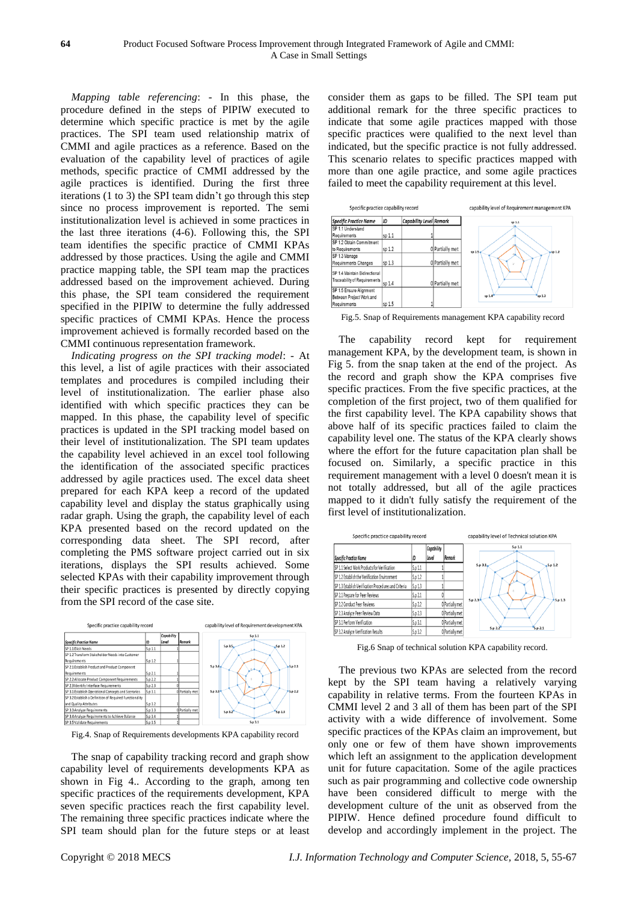*Mapping table referencing*: - In this phase, the procedure defined in the steps of PIPIW executed to determine which specific practice is met by the agile practices. The SPI team used relationship matrix of CMMI and agile practices as a reference. Based on the evaluation of the capability level of practices of agile methods, specific practice of CMMI addressed by the agile practices is identified. During the first three iterations (1 to 3) the SPI team didn't go through this step since no process improvement is reported. The semi institutionalization level is achieved in some practices in the last three iterations (4-6). Following this, the SPI team identifies the specific practice of CMMI KPAs addressed by those practices. Using the agile and CMMI practice mapping table, the SPI team map the practices addressed based on the improvement achieved. During this phase, the SPI team considered the requirement specified in the PIPIW to determine the fully addressed specific practices of CMMI KPAs. Hence the process improvement achieved is formally recorded based on the CMMI continuous representation framework.

*Indicating progress on the SPI tracking model*: - At this level, a list of agile practices with their associated templates and procedures is compiled including their level of institutionalization. The earlier phase also identified with which specific practices they can be mapped. In this phase, the capability level of specific practices is updated in the SPI tracking model based on their level of institutionalization. The SPI team updates the capability level achieved in an excel tool following the identification of the associated specific practices addressed by agile practices used. The excel data sheet prepared for each KPA keep a record of the updated capability level and display the status graphically using radar graph. Using the graph, the capability level of each KPA presented based on the record updated on the corresponding data sheet. The SPI record, after completing the PMS software project carried out in six iterations, displays the SPI results achieved. Some selected KPAs with their capability improvement through their specific practices is presented by directly copying from the SPI record of the case site.

Specific practice capability record

| Specific Practice Name | ID | Capability Level | Remark |
|---|---|---|---|
| SP 1.1 Elicit Needs | S.p 1.1 | 1 | |
| SP 1.2 Transform Stakeholder Needs into Customer Requirements | S.p 1.2 | 1 | |
| SP 2.1 Establish Product and Product Component Requirements | S.p 2.1 | 1 | |
| SP 2.2 Allocate Product Component Requirements | S.p 2.2 | 1 | |
| SP 2.3 Identify Interface Requirements | S.p 2.3 | 0 | |
| SP 3.1 Establish Operational Concepts and Scenarios | S.p 3.1 | 0 | Partially met |
| SP 3.2 Establish a Definition of Required Functionality and Quality Attributes | S.p 3.2 | 1 | |
| SP 3.3 Analyze Requirements | S.p 3.3 | 0 | Partially met |
| SP 3.4 Analyze Requirements to Achieve Balance | S.p 3.4 | 1 | |
| SP 3.5 Validate Requirements | S.p 3.5 | 1 | |

capability level of Requirement development KPA

Fig.4. Snap of Requirements developments KPA capability record

The snap of capability tracking record and graph show capability level of requirements developments KPA as shown in Fig 4.. According to the graph, among ten specific practices of the requirements development, KPA seven specific practices reach the first capability level. The remaining three specific practices indicate where the SPI team should plan for the future steps or at least consider them as gaps to be filled. The SPI team put additional remark for the three specific practices to indicate that some agile practices mapped with those specific practices were qualified to the next level than indicated, but the specific practice is not fully addressed. This scenario relates to specific practices mapped with more than one agile practice, and some agile practices failed to meet the capability requirement at this level.

Specific practice capability record

| Specific Practice Name | ID | Capability Level | Remark |
|---|---|---|---|
| SP 1.1 Understand Requirements | sp 1.1 | 1 | |
| SP 1.2 Obtain Commitment to Requirements | sp 1.2 | 0 | Partially met |
| SP 1.3 Manage Requirements Changes | sp 1.3 | 0 | Partially met |
| SP 1.4 Maintain Bidirectional Traceability of Requirements | sp 1.4 | 0 | Partially met |
| SP 1.5 Ensure Alignment Between Project Work and Requirements | sp 1.5 | 1 | |

capability level of Requirement management KPA

Fig.5. Snap of Requirements management KPA capability record

The capability record kept for requirement management KPA, by the development team, is shown in Fig 5. from the snap taken at the end of the project. As the record and graph show the KPA comprises five specific practices. From the five specific practices, at the completion of the first project, two of them qualified for the first capability level. The KPA capability shows that above half of its specific practices failed to claim the capability level one. The status of the KPA clearly shows where the effort for the future capacitation plan shall be focused on. Similarly, a specific practice in this requirement management with a level 0 doesn't mean it is not totally addressed, but all of the agile practices mapped to it didn't fully satisfy the requirement of the first level of institutionalization.

Specific practice capability record

| Specific Practice Name | ID | Capability Level | Remark |
|---|---|---|---|
| SP 1.1 Select Work Products for Verification | S.p 1.1 | 1 | |
| SP 1.2 Establish the Verification Environment | S.p 1.2 | 1 | |
| SP 1.3 Establish Verification Procedures and Criteria | S.p 1.3 | 1 | |
| SP 2.1 Prepare for Peer Reviews | S.p 2.1 | 0 | |
| SP 2.2 Conduct Peer Reviews | S.p 2.2 | 0 | Partially met |
| SP 2.3 Analyze Peer Review Data | S.p 2.3 | 0 | Partially met |
| SP 3.1 Perform Verification | S.p 3.1 | 0 | Partially met |
| SP 3.2 Analyze Verification Results | S.p 3.2 | 0 | Partially met |

capability level of Technical solution KPA

Fig.6 Snap of technical solution KPA capability record.

The previous two KPAs are selected from the record kept by the SPI team having a relatively varying capability in relative terms. From the fourteen KPAs in CMMI level 2 and 3 all of them has been part of the SPI activity with a wide difference of involvement. Some specific practices of the KPAs claim an improvement, but only one or few of them have shown improvements which left an assignment to the application development unit for future capacitation. Some of the agile practices such as pair programming and collective code ownership have considered difficult to merge with the development culture of the unit as observed from the PIPIW. Hence defined procedure found difficult to develop and accordingly implement in the project. The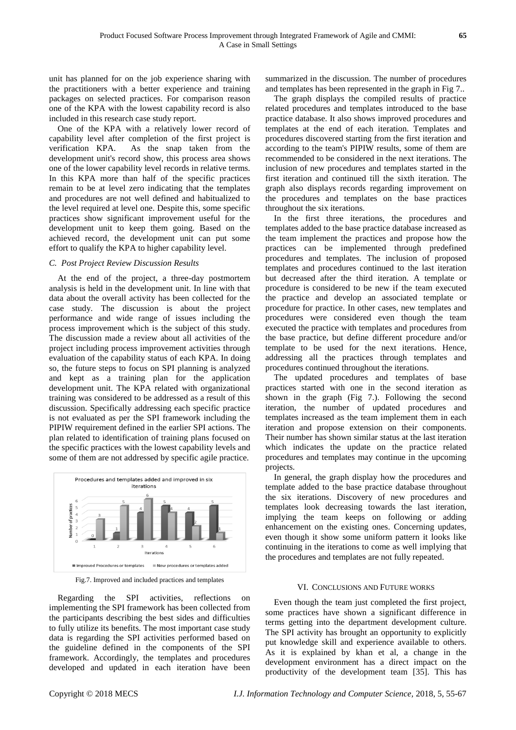unit has planned for on the job experience sharing with the practitioners with a better experience and training packages on selected practices. For comparison reason one of the KPA with the lowest capability record is also included in this research case study report.

One of the KPA with a relatively lower record of capability level after completion of the first project is verification KPA. As the snap taken from the development unit's record show, this process area shows one of the lower capability level records in relative terms. In this KPA more than half of the specific practices remain to be at level zero indicating that the templates and procedures are not well defined and habitualized to the level required at level one. Despite this, some specific practices show significant improvement useful for the development unit to keep them going. Based on the achieved record, the development unit can put some effort to qualify the KPA to higher capability level.

### *C. Post Project Review Discussion Results*

At the end of the project, a three-day postmortem analysis is held in the development unit. In line with that data about the overall activity has been collected for the case study. The discussion is about the project performance and wide range of issues including the process improvement which is the subject of this study. The discussion made a review about all activities of the project including process improvement activities through evaluation of the capability status of each KPA. In doing so, the future steps to focus on SPI planning is analyzed and kept as a training plan for the application development unit. The KPA related with organizational training was considered to be addressed as a result of this discussion. Specifically addressing each specific practice is not evaluated as per the SPI framework including the PIPIW requirement defined in the earlier SPI actions. The plan related to identification of training plans focused on the specific practices with the lowest capability levels and some of them are not addressed by specific agile practice.

Procedures and templates added and improved in six iterations

| Iterations | Improved Procedures or templates | New procedures or templates added |
|---|---|---|
| 1 | 0 | 3 |
| 2 | 1 | 5 |
| 3 | 4 | 6 |
| 4 | 5 | 4 |
| 5 | 4 | 2 |
| 6 | 5 | 1 |

Fig.7. Improved and included practices and templates

Regarding the SPI activities, reflections on implementing the SPI framework has been collected from the participants describing the best sides and difficulties to fully utilize its benefits. The most important case study data is regarding the SPI activities performed based on the guideline defined in the components of the SPI framework. Accordingly, the templates and procedures developed and updated in each iteration have been summarized in the discussion. The number of procedures and templates has been represented in the graph in Fig 7..

The graph displays the compiled results of practice related procedures and templates introduced to the base practice database. It also shows improved procedures and templates at the end of each iteration. Templates and procedures discovered starting from the first iteration and according to the team's PIPIW results, some of them are recommended to be considered in the next iterations. The inclusion of new procedures and templates started in the first iteration and continued till the sixth iteration. The graph also displays records regarding improvement on the procedures and templates on the base practices throughout the six iterations.

In the first three iterations, the procedures and templates added to the base practice database increased as the team implement the practices and propose how the practices can be implemented through predefined procedures and templates. The inclusion of proposed templates and procedures continued to the last iteration but decreased after the third iteration. A template or procedure is considered to be new if the team executed the practice and develop an associated template or procedure for practice. In other cases, new templates and procedures were considered even though the team executed the practice with templates and procedures from the base practice, but define different procedure and/or template to be used for the next iterations. Hence, addressing all the practices through templates and procedures continued throughout the iterations.

The updated procedures and templates of base practices started with one in the second iteration as shown in the graph (Fig 7.). Following the second iteration, the number of updated procedures and templates increased as the team implement them in each iteration and propose extension on their components. Their number has shown similar status at the last iteration which indicates the update on the practice related procedures and templates may continue in the upcoming projects.

In general, the graph display how the procedures and template added to the base practice database throughout the six iterations. Discovery of new procedures and templates look decreasing towards the last iteration, implying the team keeps on following or adding enhancement on the existing ones. Concerning updates, even though it show some uniform pattern it looks like continuing in the iterations to come as well implying that the procedures and templates are not fully repeated.

## VI. CONCLUSIONS AND FUTURE WORKS

Even though the team just completed the first project, some practices have shown a significant difference in terms getting into the department development culture. The SPI activity has brought an opportunity to explicitly put knowledge skill and experience available to others. As it is explained by khan et al, a change in the development environment has a direct impact on the productivity of the development team [35]. This has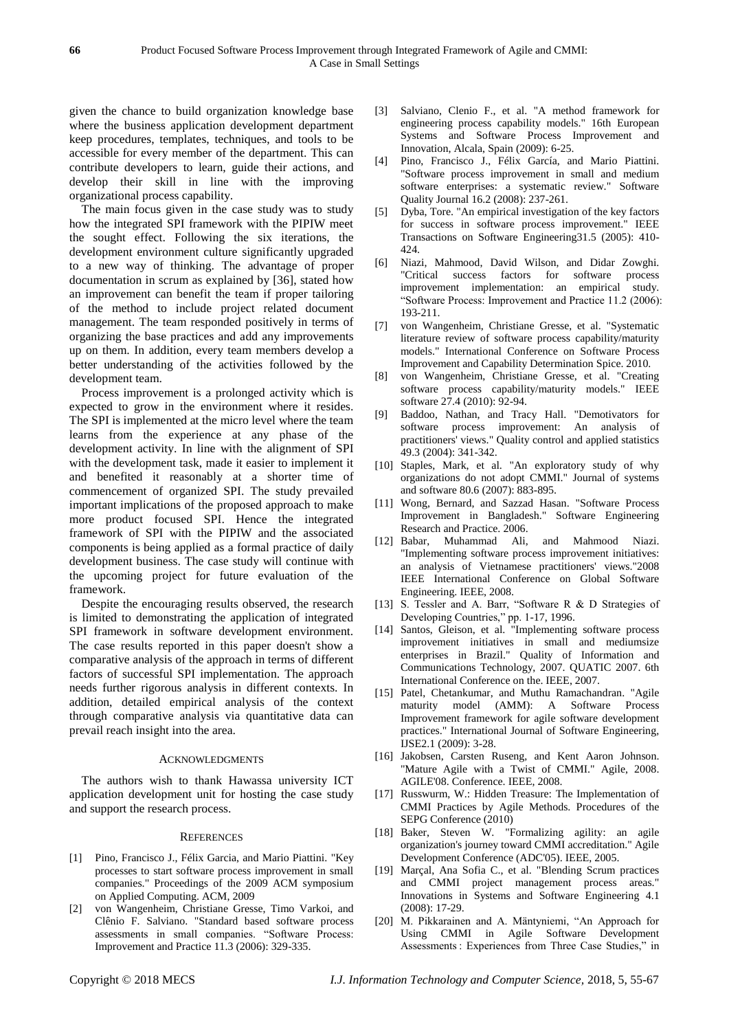given the chance to build organization knowledge base where the business application development department keep procedures, templates, techniques, and tools to be accessible for every member of the department. This can contribute developers to learn, guide their actions, and develop their skill in line with the improving organizational process capability.

The main focus given in the case study was to study how the integrated SPI framework with the PIPIW meet the sought effect. Following the six iterations, the development environment culture significantly upgraded to a new way of thinking. The advantage of proper documentation in scrum as explained by [36], stated how an improvement can benefit the team if proper tailoring of the method to include project related document management. The team responded positively in terms of organizing the base practices and add any improvements up on them. In addition, every team members develop a better understanding of the activities followed by the development team.

Process improvement is a prolonged activity which is expected to grow in the environment where it resides. The SPI is implemented at the micro level where the team learns from the experience at any phase of the development activity. In line with the alignment of SPI with the development task, made it easier to implement it and benefited it reasonably at a shorter time of commencement of organized SPI. The study prevailed important implications of the proposed approach to make more product focused SPI. Hence the integrated framework of SPI with the PIPIW and the associated components is being applied as a formal practice of daily development business. The case study will continue with the upcoming project for future evaluation of the framework.

Despite the encouraging results observed, the research is limited to demonstrating the application of integrated SPI framework in software development environment. The case results reported in this paper doesn't show a comparative analysis of the approach in terms of different factors of successful SPI implementation. The approach needs further rigorous analysis in different contexts. In addition, detailed empirical analysis of the context through comparative analysis via quantitative data can prevail reach insight into the area.

## Acknowledgments

The authors wish to thank Hawassa university ICT application development unit for hosting the case study and support the research process.

## References

[1] Pino, Francisco J., Félix Garcia, and Mario Piattini. "Key processes to start software process improvement in small companies." Proceedings of the 2009 ACM symposium on Applied Computing. ACM, 2009

[2] von Wangenheim, Christiane Gresse, Timo Varkoi, and Clênio F. Salviano. "Standard based software process assessments in small companies. "Software Process: Improvement and Practice 11.3 (2006): 329-335.

[3] Salviano, Clenio F., et al. "A method framework for engineering process capability models." 16th European Systems and Software Process Improvement and Innovation, Alcala, Spain (2009): 6-25.

[4] Pino, Francisco J., Félix García, and Mario Piattini. "Software process improvement in small and medium software enterprises: a systematic review." Software Quality Journal 16.2 (2008): 237-261.

[5] Dyba, Tore. "An empirical investigation of the key factors for success in software process improvement." IEEE Transactions on Software Engineering31.5 (2005): 410-424.

[6] Niazi, Mahmood, David Wilson, and Didar Zowghi. "Critical success factors for software process improvement implementation: an empirical study. "Software Process: Improvement and Practice 11.2 (2006): 193-211.

[7] von Wangenheim, Christiane Gresse, et al. "Systematic literature review of software process capability/maturity models." International Conference on Software Process Improvement and Capability Determination Spice. 2010.

[8] von Wangenheim, Christiane Gresse, et al. "Creating software process capability/maturity models." IEEE software 27.4 (2010): 92-94.

[9] Baddoo, Nathan, and Tracy Hall. "Demotivators for software process improvement: An analysis of practitioners' views." Quality control and applied statistics 49.3 (2004): 341-342.

[10] Staples, Mark, et al. "An exploratory study of why organizations do not adopt CMMI." Journal of systems and software 80.6 (2007): 883-895.

[11] Wong, Bernard, and Sazzad Hasan. "Software Process Improvement in Bangladesh." Software Engineering Research and Practice. 2006.

[12] Babar, Muhammad Ali, and Mahmood Niazi. "Implementing software process improvement initiatives: an analysis of Vietnamese practitioners' views."2008 IEEE International Conference on Global Software Engineering. IEEE, 2008.

[13] S. Tessler and A. Barr, "Software R & D Strategies of Developing Countries," pp. 1-17, 1996.

[14] Santos, Gleison, et al. "Implementing software process improvement initiatives in small and mediumsize enterprises in Brazil." Quality of Information and Communications Technology, 2007. QUATIC 2007. 6th International Conference on the. IEEE, 2007.

[15] Patel, Chetankumar, and Muthu Ramachandran. "Agile maturity model (AMM): A Software Process Improvement framework for agile software development practices." International Journal of Software Engineering, IJSE2.1 (2009): 3-28.

[16] Jakobsen, Carsten Ruseng, and Kent Aaron Johnson. "Mature Agile with a Twist of CMMI." Agile, 2008. AGILE'08. Conference. IEEE, 2008.

[17] Russwurm, W.: Hidden Treasure: The Implementation of CMMI Practices by Agile Methods. Procedures of the SEPG Conference (2010)

[18] Baker, Steven W. "Formalizing agility: an agile organization's journey toward CMMI accreditation." Agile Development Conference (ADC'05). IEEE, 2005.

[19] Marçal, Ana Sofia C., et al. "Blending Scrum practices and CMMI project management process areas." Innovations in Systems and Software Engineering 4.1 (2008): 17-29.

[20] M. Pikkarainen and A. Mäntyniemi, "An Approach for Using CMMI in Agile Software Development Assessments : Experiences from Three Case Studies," in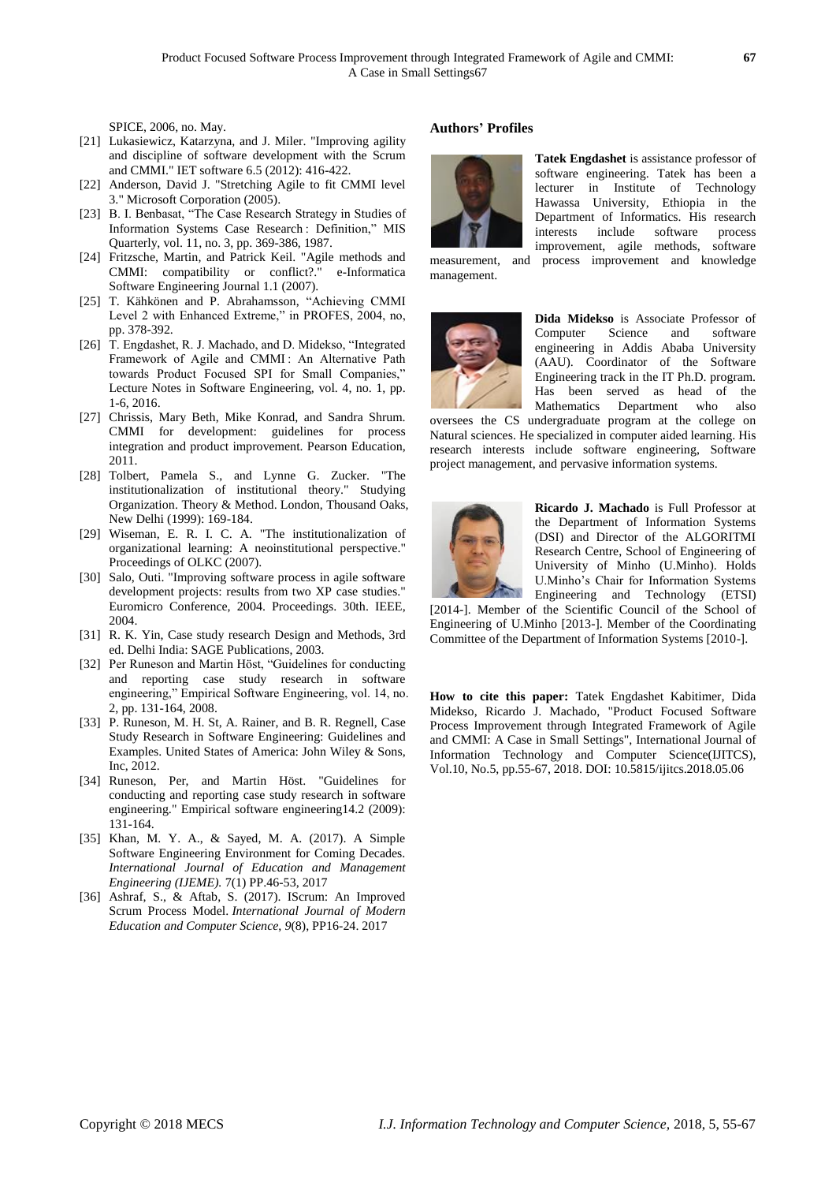SPICE, 2006, no. May.

[21] Lukasiewicz, Katarzyna, and J. Miler. "Improving agility and discipline of software development with the Scrum and CMMI." IET software 6.5 (2012): 416-422.

[22] Anderson, David J. "Stretching Agile to fit CMMI level 3." Microsoft Corporation (2005).

[23] B. I. Benbasat, "The Case Research Strategy in Studies of Information Systems Case Research : Definition," MIS Quarterly, vol. 11, no. 3, pp. 369-386, 1987.

[24] Fritzsche, Martin, and Patrick Keil. "Agile methods and CMMI: compatibility or conflict?." e-Informatica Software Engineering Journal 1.1 (2007).

[25] T. Kähkönen and P. Abrahamsson, "Achieving CMMI Level 2 with Enhanced Extreme," in PROFES, 2004, no, pp. 378-392.

[26] T. Engdashet, R. J. Machado, and D. Midekso, "Integrated Framework of Agile and CMMI : An Alternative Path towards Product Focused SPI for Small Companies," Lecture Notes in Software Engineering, vol. 4, no. 1, pp. 1-6, 2016.

[27] Chrissis, Mary Beth, Mike Konrad, and Sandra Shrum. CMMI for development: guidelines for process integration and product improvement. Pearson Education, 2011.

[28] Tolbert, Pamela S., and Lynne G. Zucker. "The institutionalization of institutional theory." Studying Organization. Theory & Method. London, Thousand Oaks, New Delhi (1999): 169-184.

[29] Wiseman, E. R. I. C. A. "The institutionalization of organizational learning: A neoinstitutional perspective." Proceedings of OLKC (2007).

[30] Salo, Outi. "Improving software process in agile software development projects: results from two XP case studies." Euromicro Conference, 2004. Proceedings. 30th. IEEE, 2004.

[31] R. K. Yin, Case study research Design and Methods, 3rd ed. Delhi India: SAGE Publications, 2003.

[32] Per Runeson and Martin Höst, "Guidelines for conducting and reporting case study research in software engineering," Empirical Software Engineering, vol. 14, no. 2, pp. 131-164, 2008.

[33] P. Runeson, M. H. St, A. Rainer, and B. R. Regnell, Case Study Research in Software Engineering: Guidelines and Examples. United States of America: John Wiley & Sons, Inc, 2012.

[34] Runeson, Per, and Martin Höst. "Guidelines for conducting and reporting case study research in software engineering." Empirical software engineering14.2 (2009): 131-164.

[35] Khan, M. Y. A., & Sayed, M. A. (2017). A Simple Software Engineering Environment for Coming Decades. *International Journal of Education and Management Engineering (IJEME).* 7(1) PP.46-53, 2017

[36] Ashraf, S., & Aftab, S. (2017). IScrum: An Improved Scrum Process Model. *International Journal of Modern Education and Computer Science*, *9*(8), PP16-24. 2017

## Authors' Profiles

**Tatek Engdashet** is assistance professor of software engineering. Tatek has been a lecturer in Institute of Technology Hawassa University, Ethiopia in the Department of Informatics. His research interests include software process improvement, agile methods, software measurement, and process improvement and knowledge management.

**Dida Midekso** is Associate Professor of Computer Science and software engineering in Addis Ababa University (AAU). Coordinator of the Software Engineering track in the IT Ph.D. program. Has been served as head of the Mathematics Department who also oversees the CS undergraduate program at the college on Natural sciences. He specialized in computer aided learning. His research interests include software engineering, Software project management, and pervasive information systems.

**Ricardo J. Machado** is Full Professor at the Department of Information Systems (DSI) and Director of the ALGORITMI Research Centre, School of Engineering of University of Minho (U.Minho). Holds U.Minho's Chair for Information Systems Engineering and Technology (ETSI) [2014-]. Member of the Scientific Council of the School of Engineering of U.Minho [2013-]. Member of the Coordinating Committee of the Department of Information Systems [2010-].

**How to cite this paper:** Tatek Engdashet Kabitimer, Dida Midekso, Ricardo J. Machado, "Product Focused Software Process Improvement through Integrated Framework of Agile and CMMI: A Case in Small Settings", International Journal of Information Technology and Computer Science(IJITCS), Vol.10, No.5, pp.55-67, 2018. DOI: 10.5815/ijitcs.2018.05.06